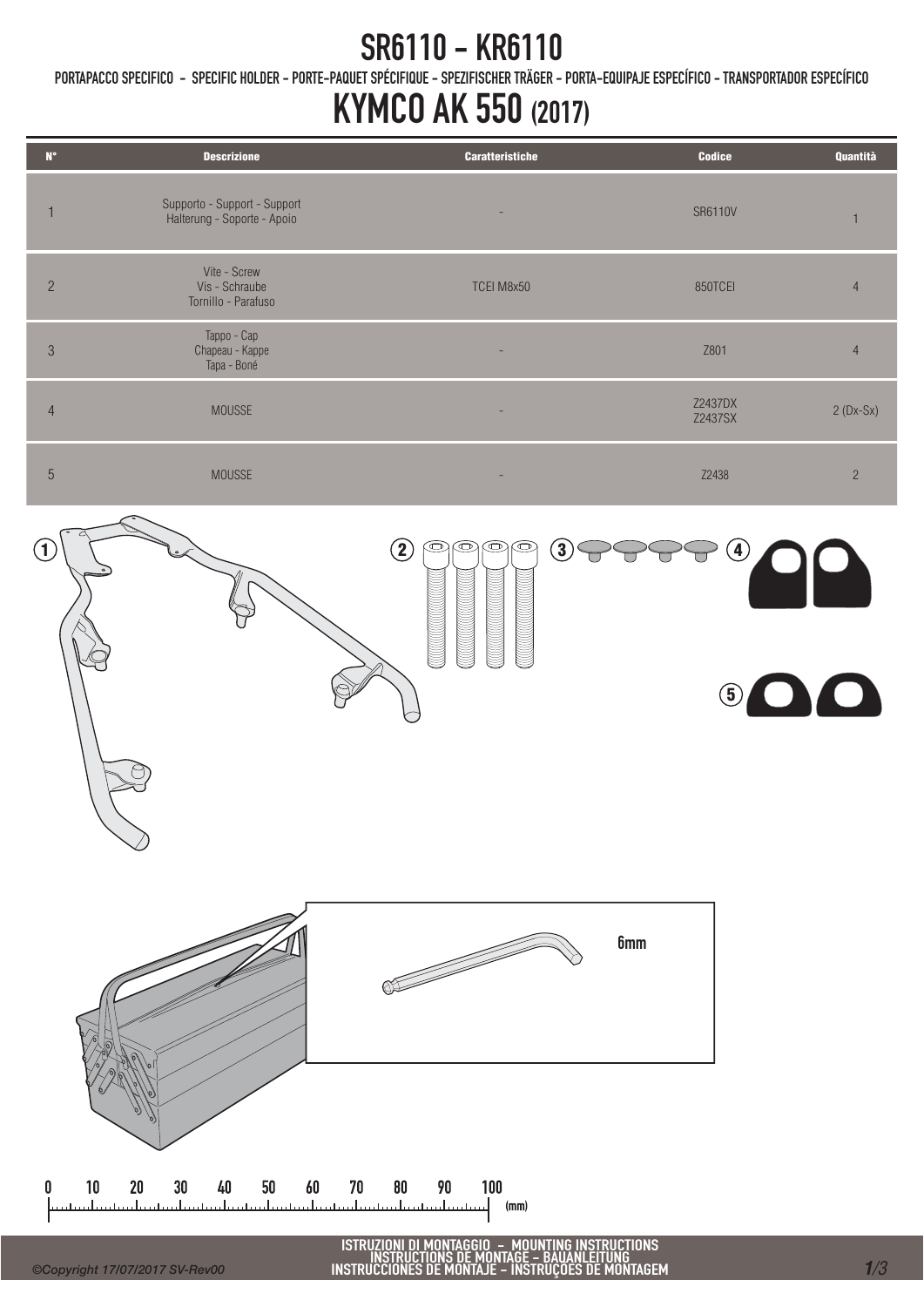# SR6110 - KR6110

PORTAPACCO SPECIFICO - SPECIFIC HOLDER - PORTE-PAQUET SPÉCIFIQUE - SPEZIFISCHER TRÄGER - PORTA-EQUIPAJE ESPECÍFICO - TRANSPORTADOR ESPECÍFICO

# KYMCO AK 550 (2017)

| N° | Descrizione | Caratteristiche | Codice | Quantità |
|---|---|---|---|---|
| 1 | Supporto - Support - Support Halterung - Soporte - Apoio | - | SR6110V | 1 |
| 2 | Vite - Screw Vis - Schraube Tornillo - Parafuso | TCEI M8x50 | 850TCEI | 4 |
| 3 | Tappo - Cap Chapeau - Kappe Tapa - Boné | - | Z801 | 4 |
| 4 | MOUSSE | - | Z2437DX Z2437SX | 2 (Dx-Sx) |
| 5 | MOUSSE | - | Z2438 | 2 |

1 2 3 4 5

6mm

0 10 20 30 40 50 60 70 80 90 100 (mm)

ISTRUZIONI DI MONTAGGIO - MOUNTING INSTRUCTIONS
INSTRUCTIONS DE MONTAGE - BAUANLEITUNG
INSTRUCCIONES DE MONTAJE - INSTRUÇÕES DE MONTAGEM

©Copyright 17/07/2017 SV-Rev00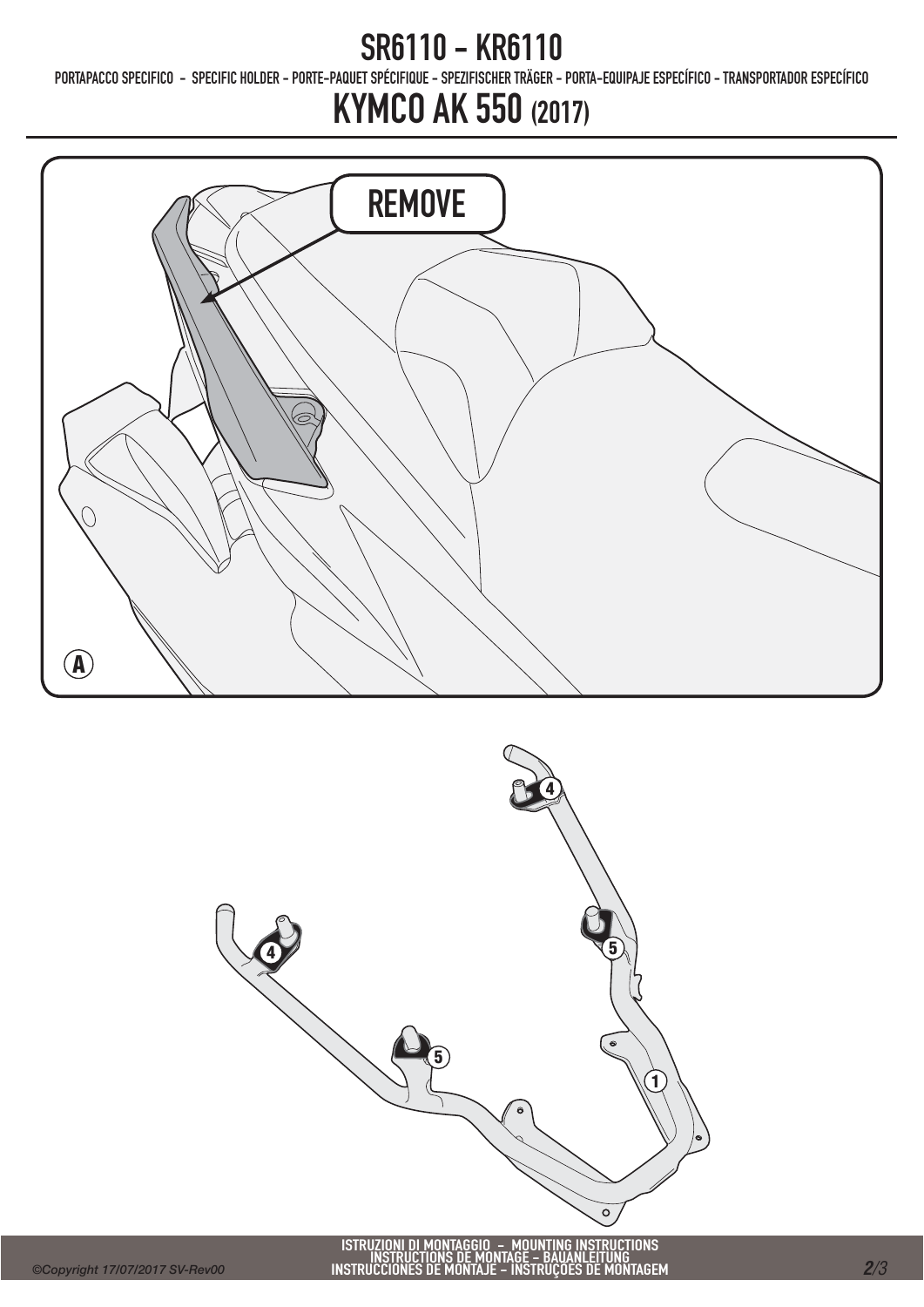# SR6110 - KR6110

PORTAPACCO SPECIFICO - SPECIFIC HOLDER - PORTE-PAQUET SPÉCIFIQUE - SPEZIFISCHER TRÄGER - PORTA-EQUIPAJE ESPECÍFICO - TRANSPORTADOR ESPECÍFICO

# KYMCO AK 550 (2017)

REMOVE

A

4

4

5

5

1

ISTRUZIONI DI MONTAGGIO - MOUNTING INSTRUCTIONS
INSTRUCTIONS DE MONTAGE - BAUANLEITUNG
INSTRUCCIONES DE MONTAJE - INSTRUÇOES DE MONTAGEM

©Copyright 17/07/2017 SV-Rev00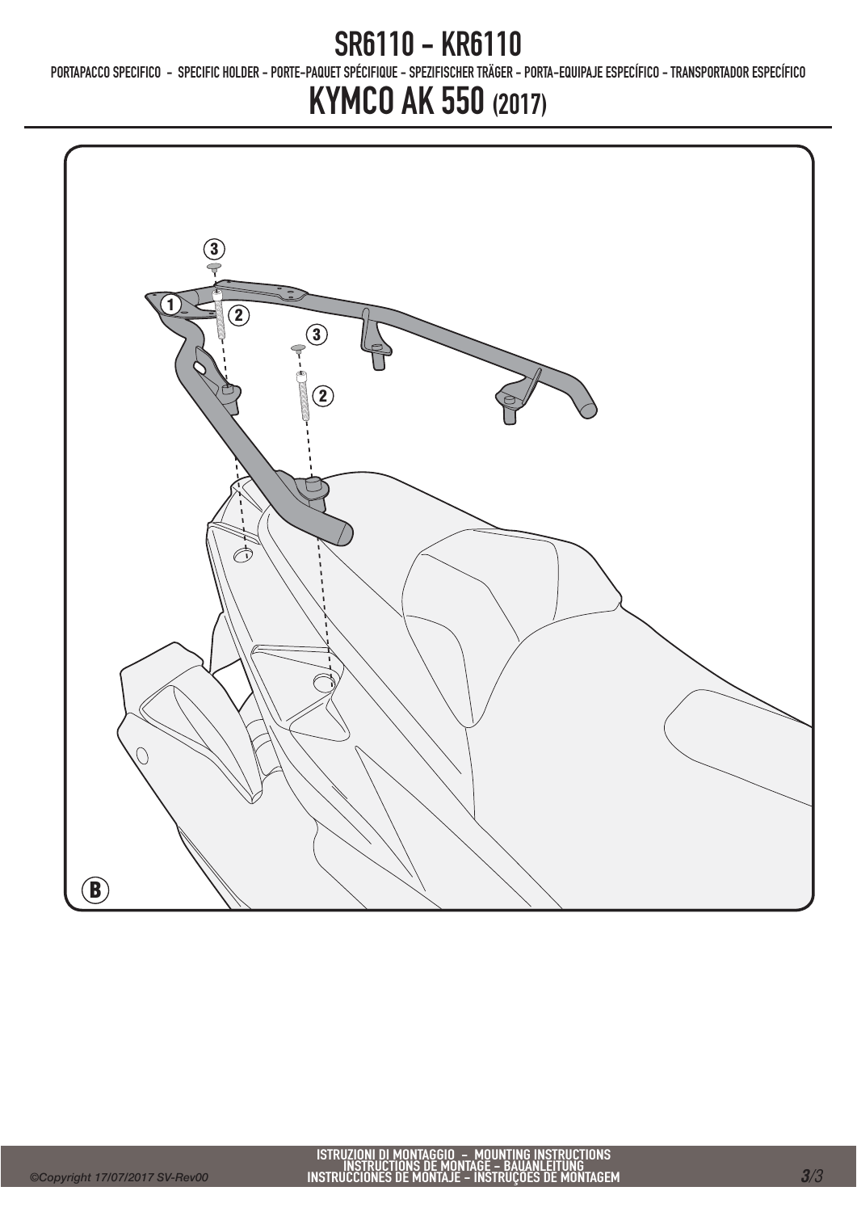# SR6110 - KR6110

PORTAPACCO SPECIFICO - SPECIFIC HOLDER - PORTE-PAQUET SPÉCIFIQUE - SPEZIFISCHER TRÄGER - PORTA-EQUIPAJE ESPECÍFICO - TRANSPORTADOR ESPECÍFICO

# KYMCO AK 550 (2017)

3

1

2

3

2

B

ISTRUZIONI DI MONTAGGIO - MOUNTING INSTRUCTIONS
INSTRUCTIONS DE MONTAGE - BAUANLEITUNG
INSTRUCCIONES DE MONTAJE - INSTRUÇÕES DE MONTAGEM

©Copyright 17/07/2017 SV-Rev00